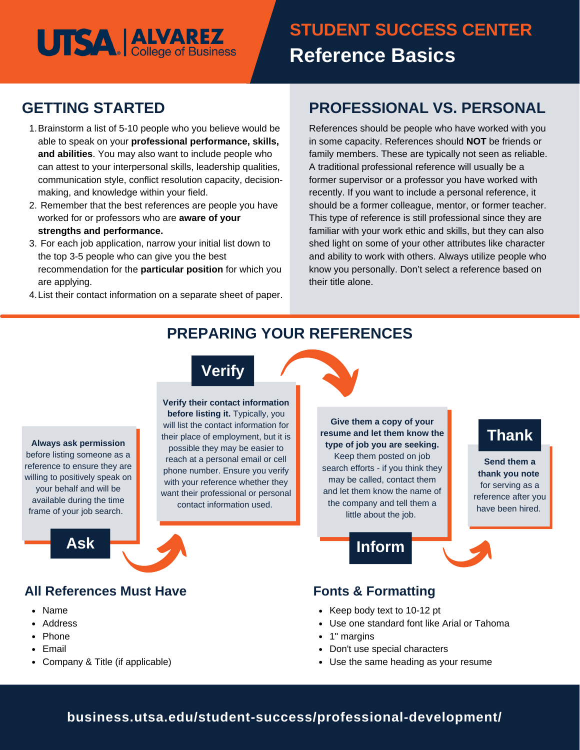UTSA | ALVAREZ College of Business

# STUDENT SUCCESS CENTER
# Reference Basics

## GETTING STARTED

1. Brainstorm a list of 5-10 people who you believe would be able to speak on your **professional performance, skills, and abilities**. You may also want to include people who can attest to your interpersonal skills, leadership qualities, communication style, conflict resolution capacity, decision-making, and knowledge within your field.
2. Remember that the best references are people you have worked for or professors who are **aware of your strengths and performance.**
3. For each job application, narrow your initial list down to the top 3-5 people who can give you the best recommendation for the **particular position** for which you are applying.
4. List their contact information on a separate sheet of paper.

## PROFESSIONAL VS. PERSONAL

References should be people who have worked with you in some capacity. References should **NOT** be friends or family members. These are typically not seen as reliable. A traditional professional reference will usually be a former supervisor or a professor you have worked with recently. If you want to include a personal reference, it should be a former colleague, mentor, or former teacher. This type of reference is still professional since they are familiar with your work ethic and skills, but they can also shed light on some of your other attributes like character and ability to work with others. Always utilize people who know you personally. Don't select a reference based on their title alone.

## PREPARING YOUR REFERENCES

### Ask

**Always ask permission** before listing someone as a reference to ensure they are willing to positively speak on your behalf and will be available during the time frame of your job search.

### Verify

**Verify their contact information before listing it.** Typically, you will list the contact information for their place of employment, but it is possible they may be easier to reach at a personal email or cell phone number. Ensure you verify with your reference whether they want their professional or personal contact information used.

### Inform

**Give them a copy of your resume and let them know the type of job you are seeking.** Keep them posted on job search efforts - if you think they may be called, contact them and let them know the name of the company and tell them a little about the job.

### Thank

**Send them a thank you note** for serving as a reference after you have been hired.

## All References Must Have

- Name
- Address
- Phone
- Email
- Company & Title (if applicable)

## Fonts & Formatting

- Keep body text to 10-12 pt
- Use one standard font like Arial or Tahoma
- 1" margins
- Don't use special characters
- Use the same heading as your resume

**business.utsa.edu/student-success/professional-development/**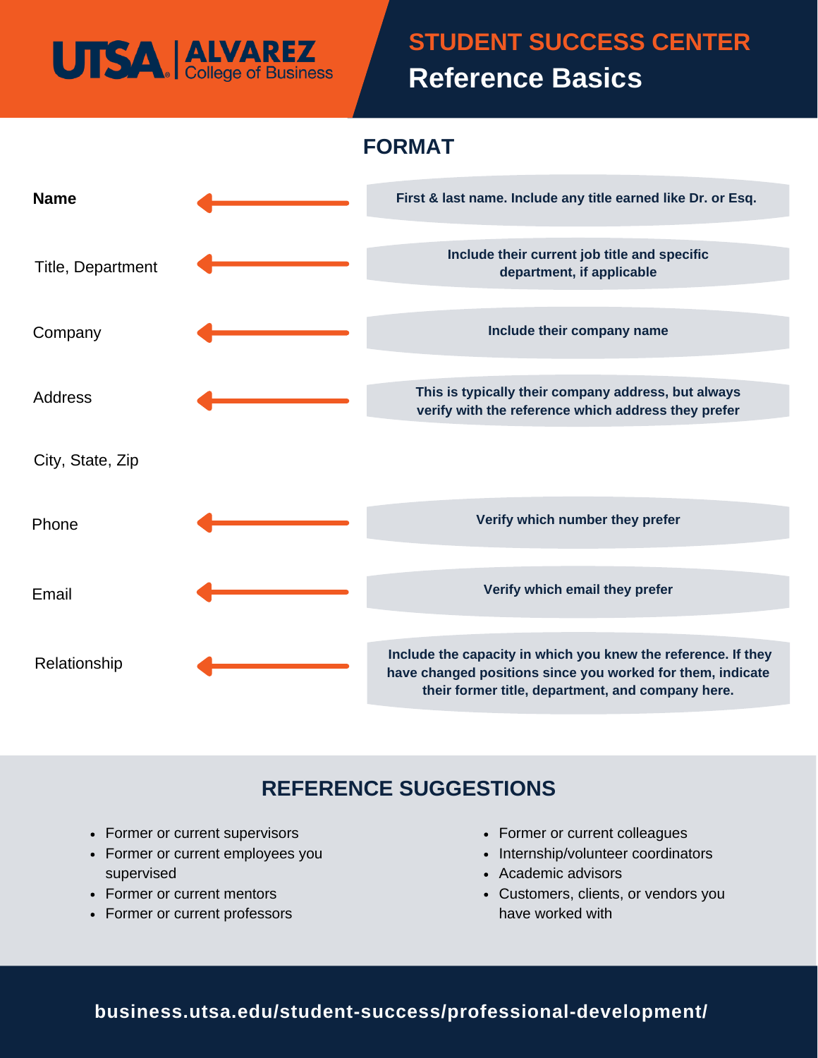UTSA | ALVAREZ College of Business

# STUDENT SUCCESS CENTER
# Reference Basics

## FORMAT

**Name** — First & last name. Include any title earned like Dr. or Esq.

Title, Department — Include their current job title and specific department, if applicable

Company — Include their company name

Address — This is typically their company address, but always verify with the reference which address they prefer

City, State, Zip

Phone — Verify which number they prefer

Email — Verify which email they prefer

Relationship — Include the capacity in which you knew the reference. If they have changed positions since you worked for them, indicate their former title, department, and company here.

## REFERENCE SUGGESTIONS

- Former or current supervisors
- Former or current employees you supervised
- Former or current mentors
- Former or current professors
- Former or current colleagues
- Internship/volunteer coordinators
- Academic advisors
- Customers, clients, or vendors you have worked with

business.utsa.edu/student-success/professional-development/